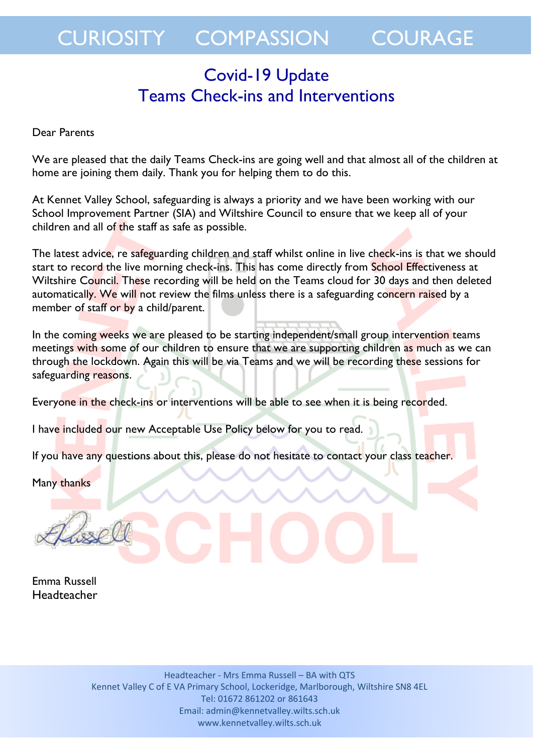CURIOSITY COMPASSION COURAGE

# Covid-19 Update
# Teams Check-ins and Interventions

Dear Parents

We are pleased that the daily Teams Check-ins are going well and that almost all of the children at home are joining them daily. Thank you for helping them to do this.

At Kennet Valley School, safeguarding is always a priority and we have been working with our School Improvement Partner (SIA) and Wiltshire Council to ensure that we keep all of your children and all of the staff as safe as possible.

The latest advice, re safeguarding children and staff whilst online in live check-ins is that we should start to record the live morning check-ins. This has come directly from School Effectiveness at Wiltshire Council. These recording will be held on the Teams cloud for 30 days and then deleted automatically. We will not review the films unless there is a safeguarding concern raised by a member of staff or by a child/parent.

In the coming weeks we are pleased to be starting independent/small group intervention teams meetings with some of our children to ensure that we are supporting children as much as we can through the lockdown. Again this will be via Teams and we will be recording these sessions for safeguarding reasons.

Everyone in the check-ins or interventions will be able to see when it is being recorded.

I have included our new Acceptable Use Policy below for you to read.

If you have any questions about this, please do not hesitate to contact your class teacher.

Many thanks

Emma Russell
Headteacher

Headteacher - Mrs Emma Russell – BA with QTS
Kennet Valley C of E VA Primary School, Lockeridge, Marlborough, Wiltshire SN8 4EL
Tel: 01672 861202 or 861643
Email: admin@kennetvalley.wilts.sch.uk
www.kennetvalley.wilts.sch.uk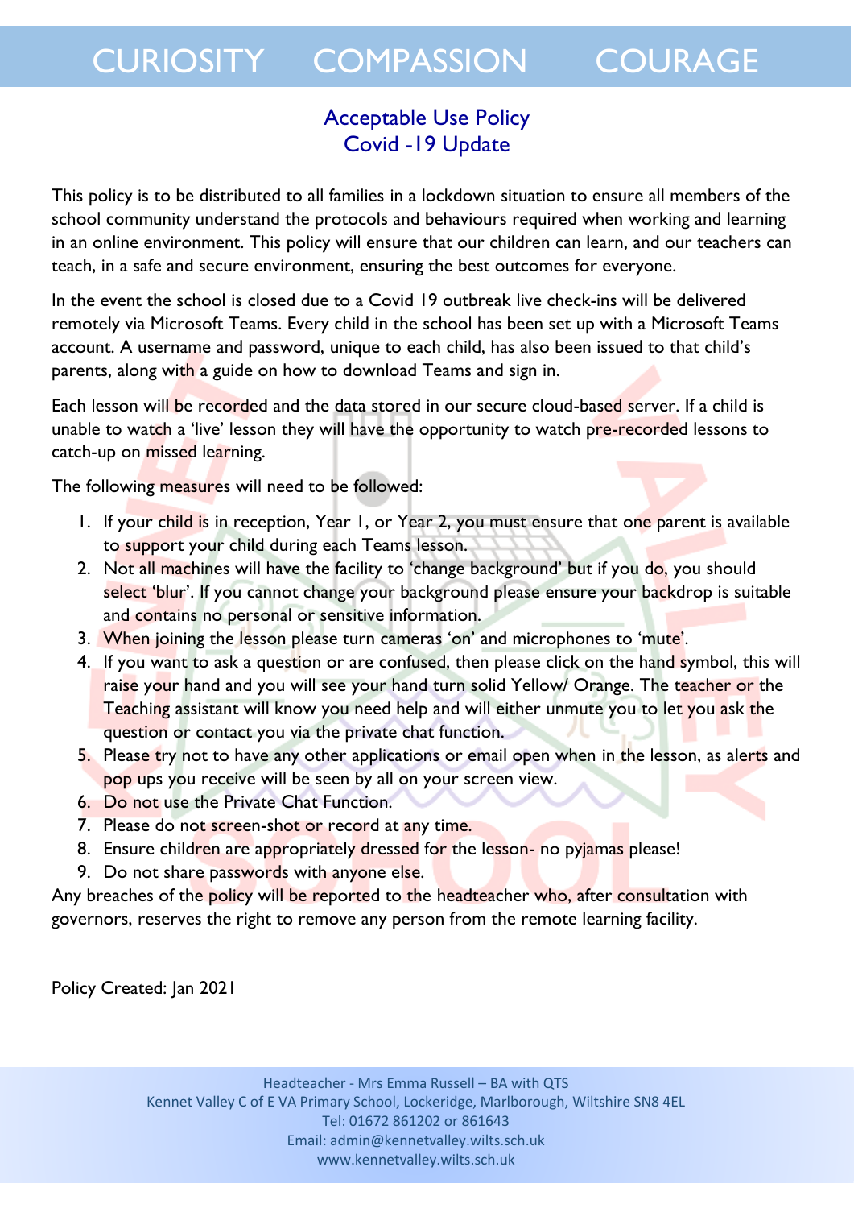CURIOSITY COMPASSION COURAGE

# Acceptable Use Policy
## Covid -19 Update

This policy is to be distributed to all families in a lockdown situation to ensure all members of the school community understand the protocols and behaviours required when working and learning in an online environment. This policy will ensure that our children can learn, and our teachers can teach, in a safe and secure environment, ensuring the best outcomes for everyone.

In the event the school is closed due to a Covid 19 outbreak live check-ins will be delivered remotely via Microsoft Teams. Every child in the school has been set up with a Microsoft Teams account. A username and password, unique to each child, has also been issued to that child's parents, along with a guide on how to download Teams and sign in.

Each lesson will be recorded and the data stored in our secure cloud-based server. If a child is unable to watch a 'live' lesson they will have the opportunity to watch pre-recorded lessons to catch-up on missed learning.

The following measures will need to be followed:

1. If your child is in reception, Year 1, or Year 2, you must ensure that one parent is available to support your child during each Teams lesson.
2. Not all machines will have the facility to 'change background' but if you do, you should select 'blur'. If you cannot change your background please ensure your backdrop is suitable and contains no personal or sensitive information.
3. When joining the lesson please turn cameras 'on' and microphones to 'mute'.
4. If you want to ask a question or are confused, then please click on the hand symbol, this will raise your hand and you will see your hand turn solid Yellow/ Orange. The teacher or the Teaching assistant will know you need help and will either unmute you to let you ask the question or contact you via the private chat function.
5. Please try not to have any other applications or email open when in the lesson, as alerts and pop ups you receive will be seen by all on your screen view.
6. Do not use the Private Chat Function.
7. Please do not screen-shot or record at any time.
8. Ensure children are appropriately dressed for the lesson- no pyjamas please!
9. Do not share passwords with anyone else.

Any breaches of the policy will be reported to the headteacher who, after consultation with governors, reserves the right to remove any person from the remote learning facility.

Policy Created: Jan 2021

Headteacher - Mrs Emma Russell – BA with QTS
Kennet Valley C of E VA Primary School, Lockeridge, Marlborough, Wiltshire SN8 4EL
Tel: 01672 861202 or 861643
Email: admin@kennetvalley.wilts.sch.uk
www.kennetvalley.wilts.sch.uk